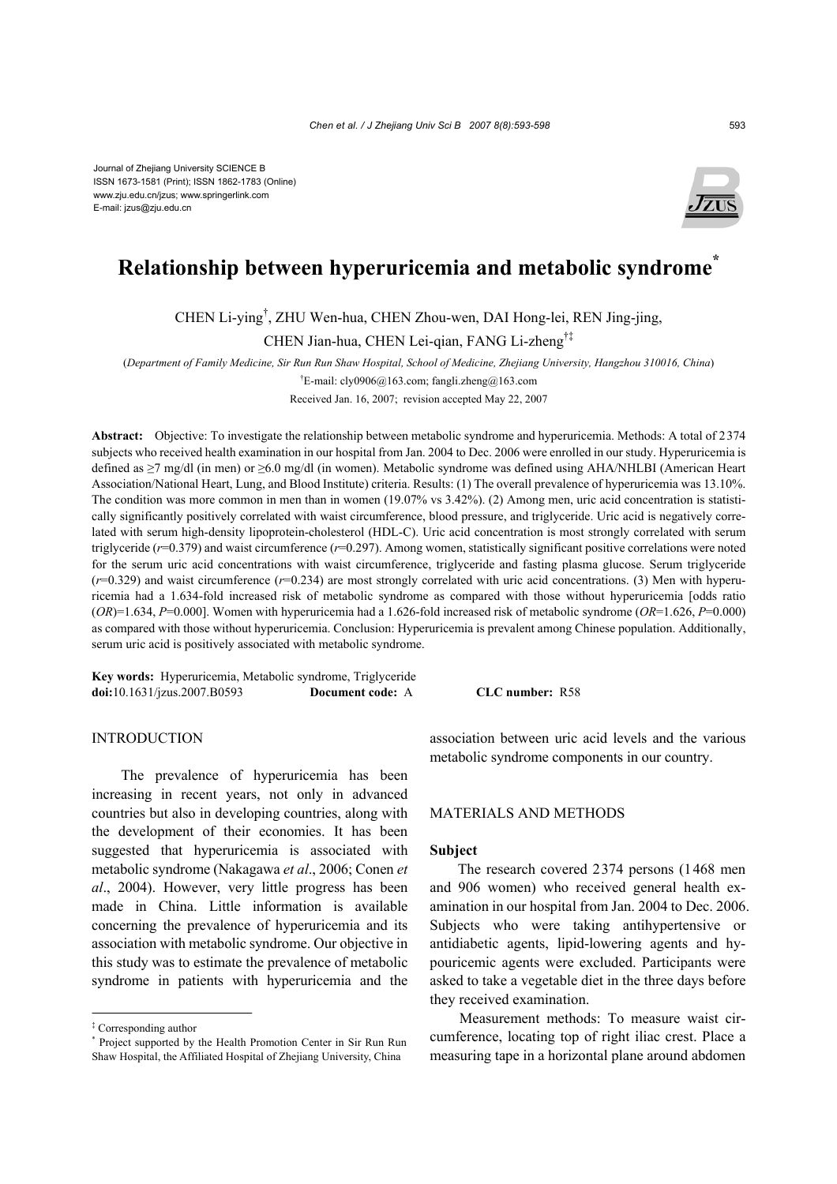Journal of Zhejiang University SCIENCE B
ISSN 1673-1581 (Print); ISSN 1862-1783 (Online)
www.zju.edu.cn/jzus; www.springerlink.com
E-mail: jzus@zju.edu.cn

# Relationship between hyperuricemia and metabolic syndrome*

CHEN Li-ying†, ZHU Wen-hua, CHEN Zhou-wen, DAI Hong-lei, REN Jing-jing, CHEN Jian-hua, CHEN Lei-qian, FANG Li-zheng†‡

(*Department of Family Medicine, Sir Run Run Shaw Hospital, School of Medicine, Zhejiang University, Hangzhou 310016, China*)

†E-mail: cly0906@163.com; fangli.zheng@163.com

Received Jan. 16, 2007; revision accepted May 22, 2007

**Abstract:** Objective: To investigate the relationship between metabolic syndrome and hyperuricemia. Methods: A total of 2374 subjects who received health examination in our hospital from Jan. 2004 to Dec. 2006 were enrolled in our study. Hyperuricemia is defined as ≥7 mg/dl (in men) or ≥6.0 mg/dl (in women). Metabolic syndrome was defined using AHA/NHLBI (American Heart Association/National Heart, Lung, and Blood Institute) criteria. Results: (1) The overall prevalence of hyperuricemia was 13.10%. The condition was more common in men than in women (19.07% vs 3.42%). (2) Among men, uric acid concentration is statistically significantly positively correlated with waist circumference, blood pressure, and triglyceride. Uric acid is negatively correlated with serum high-density lipoprotein-cholesterol (HDL-C). Uric acid concentration is most strongly correlated with serum triglyceride ($r$=0.379) and waist circumference ($r$=0.297). Among women, statistically significant positive correlations were noted for the serum uric acid concentrations with waist circumference, triglyceride and fasting plasma glucose. Serum triglyceride ($r$=0.329) and waist circumference ($r$=0.234) are most strongly correlated with uric acid concentrations. (3) Men with hyperuricemia had a 1.634-fold increased risk of metabolic syndrome as compared with those without hyperuricemia [odds ratio ($OR$)=1.634, $P$=0.000]. Women with hyperuricemia had a 1.626-fold increased risk of metabolic syndrome ($OR$=1.626, $P$=0.000) as compared with those without hyperuricemia. Conclusion: Hyperuricemia is prevalent among Chinese population. Additionally, serum uric acid is positively associated with metabolic syndrome.

**Key words:** Hyperuricemia, Metabolic syndrome, Triglyceride
**doi:**10.1631/jzus.2007.B0593 **Document code:** A **CLC number:** R58

## INTRODUCTION

The prevalence of hyperuricemia has been increasing in recent years, not only in advanced countries but also in developing countries, along with the development of their economies. It has been suggested that hyperuricemia is associated with metabolic syndrome (Nakagawa *et al*., 2006; Conen *et al*., 2004). However, very little progress has been made in China. Little information is available concerning the prevalence of hyperuricemia and its association with metabolic syndrome. Our objective in this study was to estimate the prevalence of metabolic syndrome in patients with hyperuricemia and the association between uric acid levels and the various metabolic syndrome components in our country.

## MATERIALS AND METHODS

### Subject

The research covered 2374 persons (1468 men and 906 women) who received general health examination in our hospital from Jan. 2004 to Dec. 2006. Subjects who were taking antihypertensive or antidiabetic agents, lipid-lowering agents and hypouricemic agents were excluded. Participants were asked to take a vegetable diet in the three days before they received examination.

Measurement methods: To measure waist circumference, locating top of right iliac crest. Place a measuring tape in a horizontal plane around abdomen

‡ Corresponding author
* Project supported by the Health Promotion Center in Sir Run Run Shaw Hospital, the Affiliated Hospital of Zhejiang University, China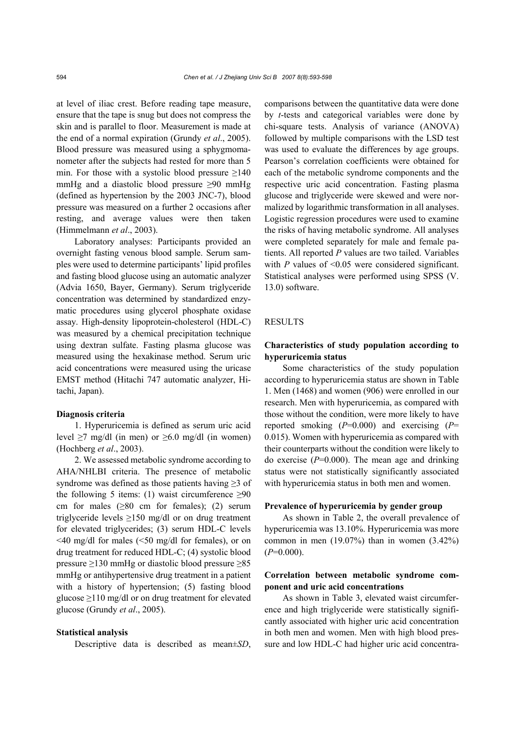at level of iliac crest. Before reading tape measure, ensure that the tape is snug but does not compress the skin and is parallel to floor. Measurement is made at the end of a normal expiration (Grundy *et al*., 2005). Blood pressure was measured using a sphygmomanometer after the subjects had rested for more than 5 min. For those with a systolic blood pressure ≥140 mmHg and a diastolic blood pressure ≥90 mmHg (defined as hypertension by the 2003 JNC-7), blood pressure was measured on a further 2 occasions after resting, and average values were then taken (Himmelmann *et al*., 2003).

Laboratory analyses: Participants provided an overnight fasting venous blood sample. Serum samples were used to determine participants' lipid profiles and fasting blood glucose using an automatic analyzer (Advia 1650, Bayer, Germany). Serum triglyceride concentration was determined by standardized enzymatic procedures using glycerol phosphate oxidase assay. High-density lipoprotein-cholesterol (HDL-C) was measured by a chemical precipitation technique using dextran sulfate. Fasting plasma glucose was measured using the hexakinase method. Serum uric acid concentrations were measured using the uricase EMST method (Hitachi 747 automatic analyzer, Hitachi, Japan).

### Diagnosis criteria

1. Hyperuricemia is defined as serum uric acid level ≥7 mg/dl (in men) or ≥6.0 mg/dl (in women) (Hochberg *et al*., 2003).

2. We assessed metabolic syndrome according to AHA/NHLBI criteria. The presence of metabolic syndrome was defined as those patients having ≥3 of the following 5 items: (1) waist circumference ≥90 cm for males (≥80 cm for females); (2) serum triglyceride levels ≥150 mg/dl or on drug treatment for elevated triglycerides; (3) serum HDL-C levels <40 mg/dl for males (<50 mg/dl for females), or on drug treatment for reduced HDL-C; (4) systolic blood pressure ≥130 mmHg or diastolic blood pressure ≥85 mmHg or antihypertensive drug treatment in a patient with a history of hypertension; (5) fasting blood glucose ≥110 mg/dl or on drug treatment for elevated glucose (Grundy *et al*., 2005).

### Statistical analysis

Descriptive data is described as mean±*SD*, comparisons between the quantitative data were done by *t*-tests and categorical variables were done by chi-square tests. Analysis of variance (ANOVA) followed by multiple comparisons with the LSD test was used to evaluate the differences by age groups. Pearson's correlation coefficients were obtained for each of the metabolic syndrome components and the respective uric acid concentration. Fasting plasma glucose and triglyceride were skewed and were normalized by logarithmic transformation in all analyses. Logistic regression procedures were used to examine the risks of having metabolic syndrome. All analyses were completed separately for male and female patients. All reported *P* values are two tailed. Variables with *P* values of <0.05 were considered significant. Statistical analyses were performed using SPSS (V. 13.0) software.

## RESULTS

### Characteristics of study population according to hyperuricemia status

Some characteristics of the study population according to hyperuricemia status are shown in Table 1. Men (1468) and women (906) were enrolled in our research. Men with hyperuricemia, as compared with those without the condition, were more likely to have reported smoking (*P*=0.000) and exercising (*P*=0.015). Women with hyperuricemia as compared with their counterparts without the condition were likely to do exercise (*P*=0.000). The mean age and drinking status were not statistically significantly associated with hyperuricemia status in both men and women.

### Prevalence of hyperuricemia by gender group

As shown in Table 2, the overall prevalence of hyperuricemia was 13.10%. Hyperuricemia was more common in men (19.07%) than in women (3.42%) (*P*=0.000).

### Correlation between metabolic syndrome component and uric acid concentrations

As shown in Table 3, elevated waist circumference and high triglyceride were statistically significantly associated with higher uric acid concentration in both men and women. Men with high blood pressure and low HDL-C had higher uric acid concentra-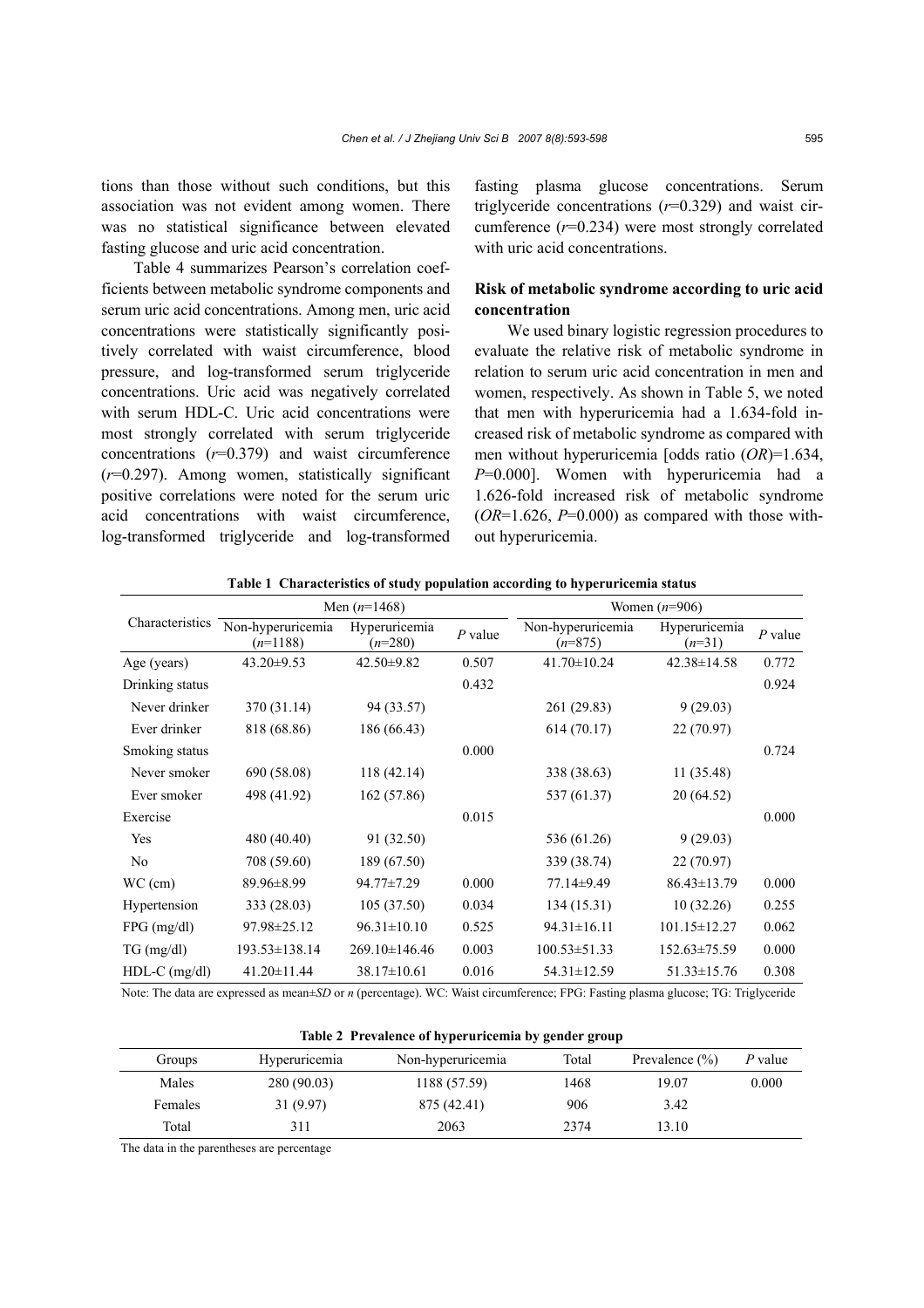tions than those without such conditions, but this association was not evident among women. There was no statistical significance between elevated fasting glucose and uric acid concentration.

Table 4 summarizes Pearson's correlation coefficients between metabolic syndrome components and serum uric acid concentrations. Among men, uric acid concentrations were statistically significantly positively correlated with waist circumference, blood pressure, and log-transformed serum triglyceride concentrations. Uric acid was negatively correlated with serum HDL-C. Uric acid concentrations were most strongly correlated with serum triglyceride concentrations ($r$=0.379) and waist circumference ($r$=0.297). Among women, statistically significant positive correlations were noted for the serum uric acid concentrations with waist circumference, log-transformed triglyceride and log-transformed fasting plasma glucose concentrations. Serum triglyceride concentrations ($r$=0.329) and waist circumference ($r$=0.234) were most strongly correlated with uric acid concentrations.

## Risk of metabolic syndrome according to uric acid concentration

We used binary logistic regression procedures to evaluate the relative risk of metabolic syndrome in relation to serum uric acid concentration in men and women, respectively. As shown in Table 5, we noted that men with hyperuricemia had a 1.634-fold increased risk of metabolic syndrome as compared with men without hyperuricemia [odds ratio ($OR$)=1.634, $P$=0.000]. Women with hyperuricemia had a 1.626-fold increased risk of metabolic syndrome ($OR$=1.626, $P$=0.000) as compared with those without hyperuricemia.

**Table 1 Characteristics of study population according to hyperuricemia status**

| Characteristics | Men ($n$=1468) | | | Women ($n$=906) | | |
|---|---|---|---|---|---|---|
| | Non-hyperuricemia ($n$=1188) | Hyperuricemia ($n$=280) | $P$ value | Non-hyperuricemia ($n$=875) | Hyperuricemia ($n$=31) | $P$ value |
| Age (years) | 43.20±9.53 | 42.50±9.82 | 0.507 | 41.70±10.24 | 42.38±14.58 | 0.772 |
| Drinking status | | | 0.432 | | | 0.924 |
| Never drinker | 370 (31.14) | 94 (33.57) | | 261 (29.83) | 9 (29.03) | |
| Ever drinker | 818 (68.86) | 186 (66.43) | | 614 (70.17) | 22 (70.97) | |
| Smoking status | | | 0.000 | | | 0.724 |
| Never smoker | 690 (58.08) | 118 (42.14) | | 338 (38.63) | 11 (35.48) | |
| Ever smoker | 498 (41.92) | 162 (57.86) | | 537 (61.37) | 20 (64.52) | |
| Exercise | | | 0.015 | | | 0.000 |
| Yes | 480 (40.40) | 91 (32.50) | | 536 (61.26) | 9 (29.03) | |
| No | 708 (59.60) | 189 (67.50) | | 339 (38.74) | 22 (70.97) | |
| WC (cm) | 89.96±8.99 | 94.77±7.29 | 0.000 | 77.14±9.49 | 86.43±13.79 | 0.000 |
| Hypertension | 333 (28.03) | 105 (37.50) | 0.034 | 134 (15.31) | 10 (32.26) | 0.255 |
| FPG (mg/dl) | 97.98±25.12 | 96.31±10.10 | 0.525 | 94.31±16.11 | 101.15±12.27 | 0.062 |
| TG (mg/dl) | 193.53±138.14 | 269.10±146.46 | 0.003 | 100.53±51.33 | 152.63±75.59 | 0.000 |
| HDL-C (mg/dl) | 41.20±11.44 | 38.17±10.61 | 0.016 | 54.31±12.59 | 51.33±15.76 | 0.308 |

Note: The data are expressed as mean±$SD$ or $n$ (percentage). WC: Waist circumference; FPG: Fasting plasma glucose; TG: Triglyceride

**Table 2 Prevalence of hyperuricemia by gender group**

| Groups | Hyperuricemia | Non-hyperuricemia | Total | Prevalence (%) | $P$ value |
|---|---|---|---|---|---|
| Males | 280 (90.03) | 1188 (57.59) | 1468 | 19.07 | 0.000 |
| Females | 31 (9.97) | 875 (42.41) | 906 | 3.42 | |
| Total | 311 | 2063 | 2374 | 13.10 | |

The data in the parentheses are percentage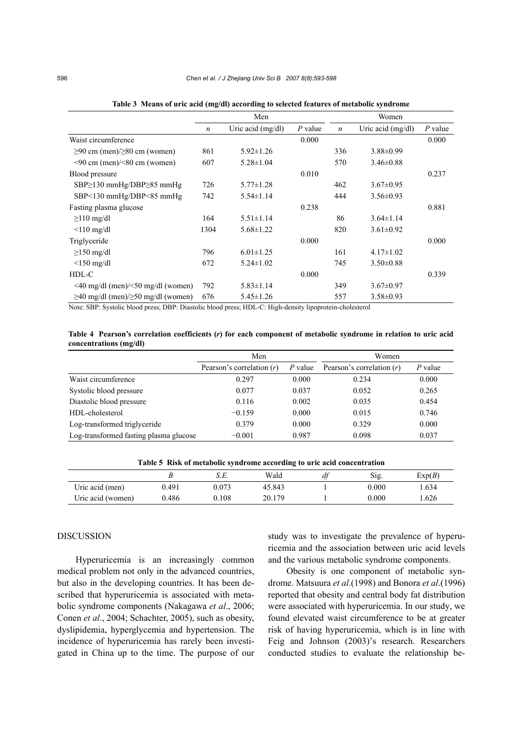**Table 3 Means of uric acid (mg/dl) according to selected features of metabolic syndrome**

| | Men | | | Women | | |
|---|---|---|---|---|---|---|
| | $n$ | Uric acid (mg/dl) | $P$ value | $n$ | Uric acid (mg/dl) | $P$ value |
| Waist circumference | | | 0.000 | | | 0.000 |
| ≥90 cm (men)/≥80 cm (women) | 861 | 5.92±1.26 | | 336 | 3.88±0.99 | |
| <90 cm (men)/<80 cm (women) | 607 | 5.28±1.04 | | 570 | 3.46±0.88 | |
| Blood pressure | | | 0.010 | | | 0.237 |
| SBP≥130 mmHg/DBP≥85 mmHg | 726 | 5.77±1.28 | | 462 | 3.67±0.95 | |
| SBP<130 mmHg/DBP<85 mmHg | 742 | 5.54±1.14 | | 444 | 3.56±0.93 | |
| Fasting plasma glucose | | | 0.238 | | | 0.881 |
| ≥110 mg/dl | 164 | 5.51±1.14 | | 86 | 3.64±1.14 | |
| <110 mg/dl | 1304 | 5.68±1.22 | | 820 | 3.61±0.92 | |
| Triglyceride | | | 0.000 | | | 0.000 |
| ≥150 mg/dl | 796 | 6.01±1.25 | | 161 | 4.17±1.02 | |
| <150 mg/dl | 672 | 5.24±1.02 | | 745 | 3.50±0.88 | |
| HDL-C | | | 0.000 | | | 0.339 |
| <40 mg/dl (men)/<50 mg/dl (women) | 792 | 5.83±1.14 | | 349 | 3.67±0.97 | |
| ≥40 mg/dl (men)/≥50 mg/dl (women) | 676 | 5.45±1.26 | | 557 | 3.58±0.93 | |

Note: SBP: Systolic blood press; DBP: Diastolic blood press; HDL-C: High-density lipoprotein-cholesterol

**Table 4 Pearson's correlation coefficients ($r$) for each component of metabolic syndrome in relation to uric acid concentrations (mg/dl)**

| | Men | | Women | |
|---|---|---|---|---|
| | Pearson's correlation ($r$) | $P$ value | Pearson's correlation ($r$) | $P$ value |
| Waist circumference | 0.297 | 0.000 | 0.234 | 0.000 |
| Systolic blood pressure | 0.077 | 0.037 | 0.052 | 0.265 |
| Diastolic blood pressure | 0.116 | 0.002 | 0.035 | 0.454 |
| HDL-cholesterol | −0.159 | 0.000 | 0.015 | 0.746 |
| Log-transformed triglyceride | 0.379 | 0.000 | 0.329 | 0.000 |
| Log-transformed fasting plasma glucose | −0.001 | 0.987 | 0.098 | 0.037 |

**Table 5 Risk of metabolic syndrome according to uric acid concentration**

| | $B$ | $S.E.$ | Wald | $df$ | Sig. | Exp($B$) |
|---|---|---|---|---|---|---|
| Uric acid (men) | 0.491 | 0.073 | 45.843 | 1 | 0.000 | 1.634 |
| Uric acid (women) | 0.486 | 0.108 | 20.179 | 1 | 0.000 | 1.626 |

## DISCUSSION

Hyperuricemia is an increasingly common medical problem not only in the advanced countries, but also in the developing countries. It has been described that hyperuricemia is associated with metabolic syndrome components (Nakagawa *et al*., 2006; Conen *et al*., 2004; Schachter, 2005), such as obesity, dyslipidemia, hyperglycemia and hypertension. The incidence of hyperuricemia has rarely been investigated in China up to the time. The purpose of our study was to investigate the prevalence of hyperuricemia and the association between uric acid levels and the various metabolic syndrome components.

Obesity is one component of metabolic syndrome. Matsuura *et al*.(1998) and Bonora *et al*.(1996) reported that obesity and central body fat distribution were associated with hyperuricemia. In our study, we found elevated waist circumference to be at greater risk of having hyperuricemia, which is in line with Feig and Johnson (2003)'s research. Researchers conducted studies to evaluate the relationship be-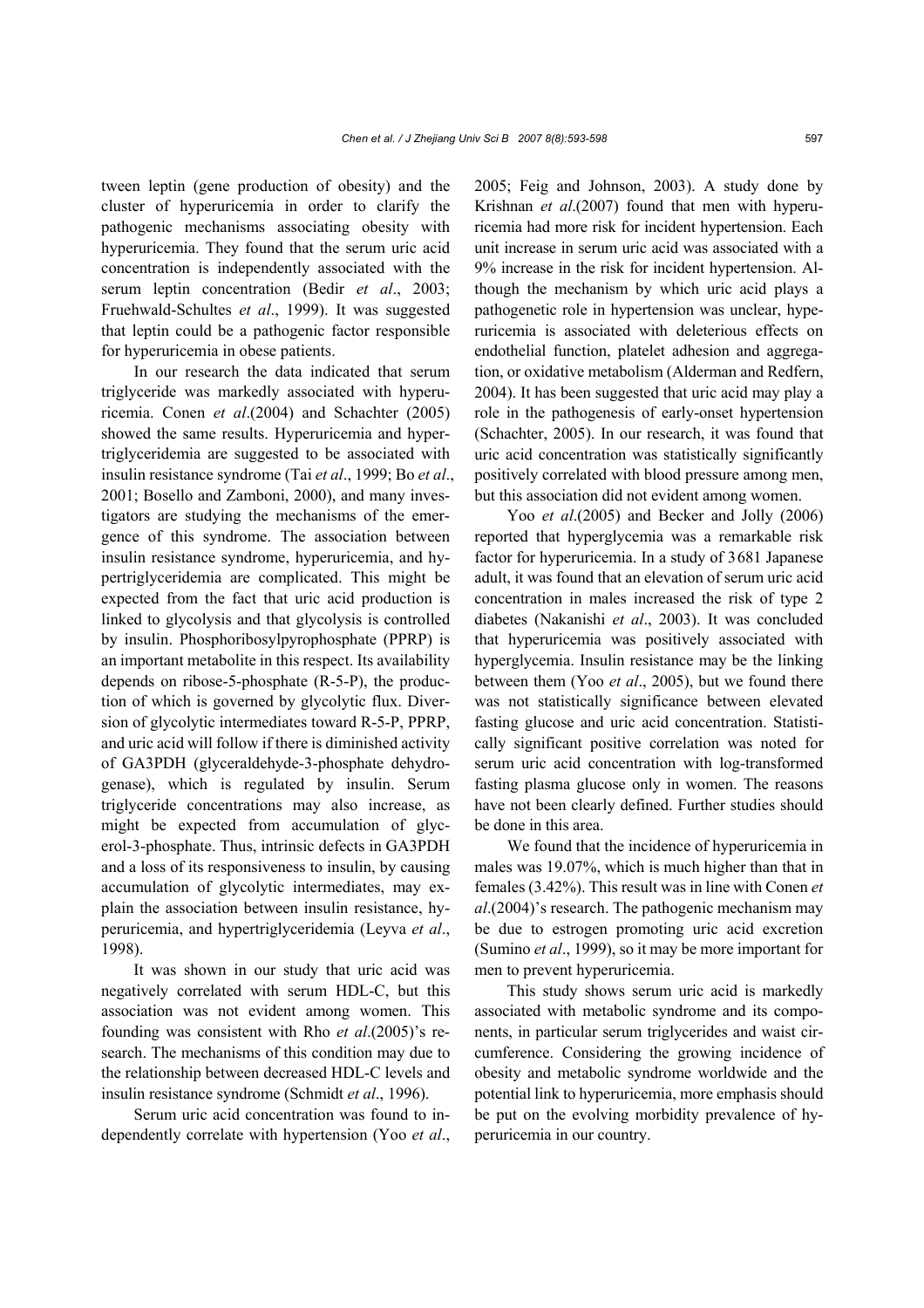tween leptin (gene production of obesity) and the cluster of hyperuricemia in order to clarify the pathogenic mechanisms associating obesity with hyperuricemia. They found that the serum uric acid concentration is independently associated with the serum leptin concentration (Bedir *et al*., 2003; Fruehwald-Schultes *et al*., 1999). It was suggested that leptin could be a pathogenic factor responsible for hyperuricemia in obese patients.

In our research the data indicated that serum triglyceride was markedly associated with hyperuricemia. Conen *et al*.(2004) and Schachter (2005) showed the same results. Hyperuricemia and hypertriglyceridemia are suggested to be associated with insulin resistance syndrome (Tai *et al*., 1999; Bo *et al*., 2001; Bosello and Zamboni, 2000), and many investigators are studying the mechanisms of the emergence of this syndrome. The association between insulin resistance syndrome, hyperuricemia, and hypertriglyceridemia are complicated. This might be expected from the fact that uric acid production is linked to glycolysis and that glycolysis is controlled by insulin. Phosphoribosylpyrophosphate (PPRP) is an important metabolite in this respect. Its availability depends on ribose-5-phosphate (R-5-P), the production of which is governed by glycolytic flux. Diversion of glycolytic intermediates toward R-5-P, PPRP, and uric acid will follow if there is diminished activity of GA3PDH (glyceraldehyde-3-phosphate dehydrogenase), which is regulated by insulin. Serum triglyceride concentrations may also increase, as might be expected from accumulation of glycerol-3-phosphate. Thus, intrinsic defects in GA3PDH and a loss of its responsiveness to insulin, by causing accumulation of glycolytic intermediates, may explain the association between insulin resistance, hyperuricemia, and hypertriglyceridemia (Leyva *et al*., 1998).

It was shown in our study that uric acid was negatively correlated with serum HDL-C, but this association was not evident among women. This founding was consistent with Rho *et al*.(2005)'s research. The mechanisms of this condition may due to the relationship between decreased HDL-C levels and insulin resistance syndrome (Schmidt *et al*., 1996).

Serum uric acid concentration was found to independently correlate with hypertension (Yoo *et al*., 2005; Feig and Johnson, 2003). A study done by Krishnan *et al*.(2007) found that men with hyperuricemia had more risk for incident hypertension. Each unit increase in serum uric acid was associated with a 9% increase in the risk for incident hypertension. Although the mechanism by which uric acid plays a pathogenetic role in hypertension was unclear, hyperuricemia is associated with deleterious effects on endothelial function, platelet adhesion and aggregation, or oxidative metabolism (Alderman and Redfern, 2004). It has been suggested that uric acid may play a role in the pathogenesis of early-onset hypertension (Schachter, 2005). In our research, it was found that uric acid concentration was statistically significantly positively correlated with blood pressure among men, but this association did not evident among women.

Yoo *et al*.(2005) and Becker and Jolly (2006) reported that hyperglycemia was a remarkable risk factor for hyperuricemia. In a study of 3681 Japanese adult, it was found that an elevation of serum uric acid concentration in males increased the risk of type 2 diabetes (Nakanishi *et al*., 2003). It was concluded that hyperuricemia was positively associated with hyperglycemia. Insulin resistance may be the linking between them (Yoo *et al*., 2005), but we found there was not statistically significance between elevated fasting glucose and uric acid concentration. Statistically significant positive correlation was noted for serum uric acid concentration with log-transformed fasting plasma glucose only in women. The reasons have not been clearly defined. Further studies should be done in this area.

We found that the incidence of hyperuricemia in males was 19.07%, which is much higher than that in females (3.42%). This result was in line with Conen *et al*.(2004)'s research. The pathogenic mechanism may be due to estrogen promoting uric acid excretion (Sumino *et al*., 1999), so it may be more important for men to prevent hyperuricemia.

This study shows serum uric acid is markedly associated with metabolic syndrome and its components, in particular serum triglycerides and waist circumference. Considering the growing incidence of obesity and metabolic syndrome worldwide and the potential link to hyperuricemia, more emphasis should be put on the evolving morbidity prevalence of hyperuricemia in our country.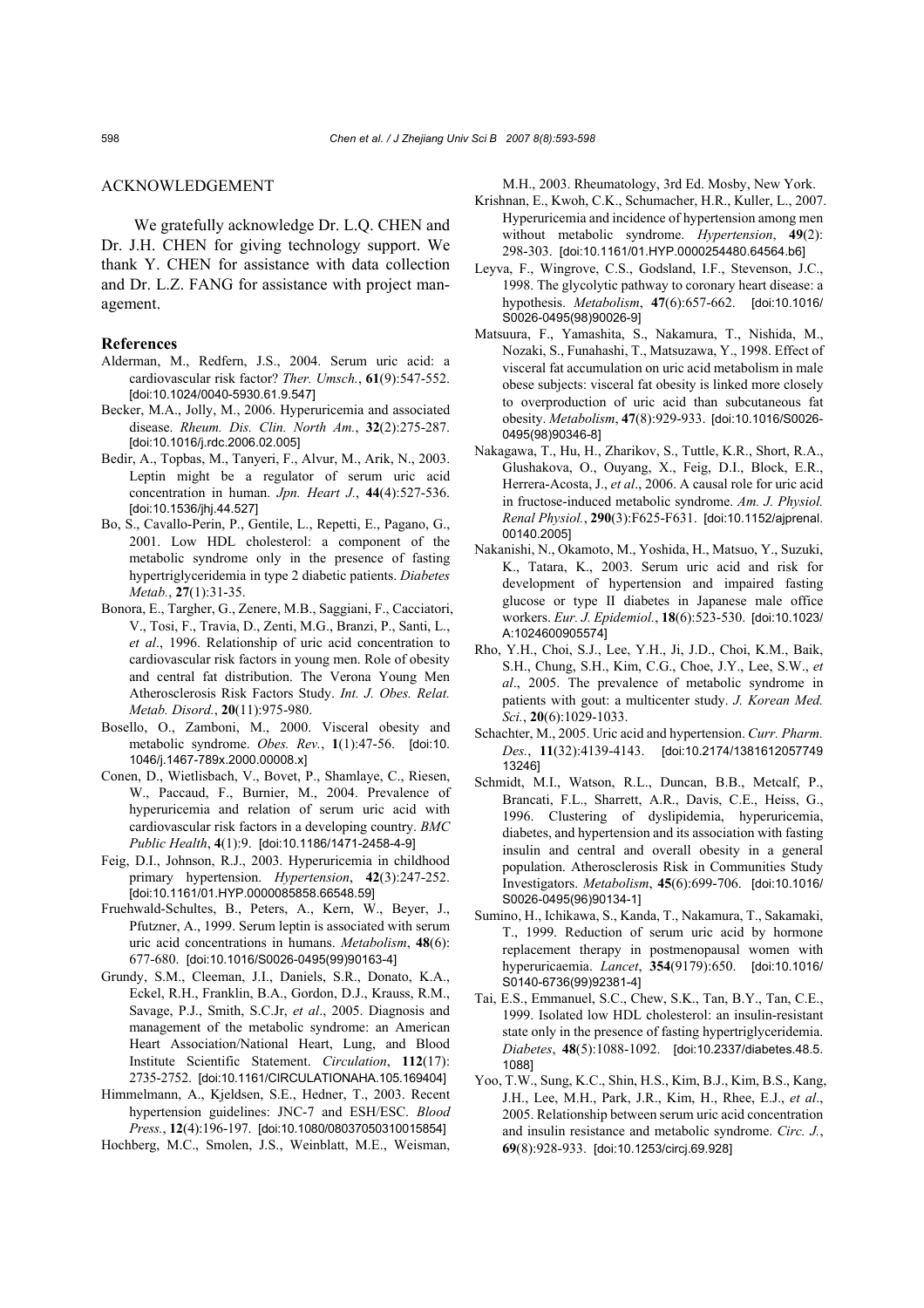## ACKNOWLEDGEMENT

We gratefully acknowledge Dr. L.Q. CHEN and Dr. J.H. CHEN for giving technology support. We thank Y. CHEN for assistance with data collection and Dr. L.Z. FANG for assistance with project management.

## References

Alderman, M., Redfern, J.S., 2004. Serum uric acid: a cardiovascular risk factor? *Ther. Umsch.*, **61**(9):547-552. [doi:10.1024/0040-5930.61.9.547]

Becker, M.A., Jolly, M., 2006. Hyperuricemia and associated disease. *Rheum. Dis. Clin. North Am.*, **32**(2):275-287. [doi:10.1016/j.rdc.2006.02.005]

Bedir, A., Topbas, M., Tanyeri, F., Alvur, M., Arik, N., 2003. Leptin might be a regulator of serum uric acid concentration in human. *Jpn. Heart J.*, **44**(4):527-536. [doi:10.1536/jhj.44.527]

Bo, S., Cavallo-Perin, P., Gentile, L., Repetti, E., Pagano, G., 2001. Low HDL cholesterol: a component of the metabolic syndrome only in the presence of fasting hypertriglyceridemia in type 2 diabetic patients. *Diabetes Metab.*, **27**(1):31-35.

Bonora, E., Targher, G., Zenere, M.B., Saggiani, F., Cacciatori, V., Tosi, F., Travia, D., Zenti, M.G., Branzi, P., Santi, L., *et al*., 1996. Relationship of uric acid concentration to cardiovascular risk factors in young men. Role of obesity and central fat distribution. The Verona Young Men Atherosclerosis Risk Factors Study. *Int. J. Obes. Relat. Metab. Disord.*, **20**(11):975-980.

Bosello, O., Zamboni, M., 2000. Visceral obesity and metabolic syndrome. *Obes. Rev.*, **1**(1):47-56. [doi:10.1046/j.1467-789x.2000.00008.x]

Conen, D., Wietlisbach, V., Bovet, P., Shamlaye, C., Riesen, W., Paccaud, F., Burnier, M., 2004. Prevalence of hyperuricemia and relation of serum uric acid with cardiovascular risk factors in a developing country. *BMC Public Health*, **4**(1):9. [doi:10.1186/1471-2458-4-9]

Feig, D.I., Johnson, R.J., 2003. Hyperuricemia in childhood primary hypertension. *Hypertension*, **42**(3):247-252. [doi:10.1161/01.HYP.0000085858.66548.59]

Fruehwald-Schultes, B., Peters, A., Kern, W., Beyer, J., Pfutzner, A., 1999. Serum leptin is associated with serum uric acid concentrations in humans. *Metabolism*, **48**(6):677-680. [doi:10.1016/S0026-0495(99)90163-4]

Grundy, S.M., Cleeman, J.I., Daniels, S.R., Donato, K.A., Eckel, R.H., Franklin, B.A., Gordon, D.J., Krauss, R.M., Savage, P.J., Smith, S.C.Jr, *et al*., 2005. Diagnosis and management of the metabolic syndrome: an American Heart Association/National Heart, Lung, and Blood Institute Scientific Statement. *Circulation*, **112**(17):2735-2752. [doi:10.1161/CIRCULATIONAHA.105.169404]

Himmelmann, A., Kjeldsen, S.E., Hedner, T., 2003. Recent hypertension guidelines: JNC-7 and ESH/ESC. *Blood Press.*, **12**(4):196-197. [doi:10.1080/08037050310015854]

Hochberg, M.C., Smolen, J.S., Weinblatt, M.E., Weisman, M.H., 2003. Rheumatology, 3rd Ed. Mosby, New York.

Krishnan, E., Kwoh, C.K., Schumacher, H.R., Kuller, L., 2007. Hyperuricemia and incidence of hypertension among men without metabolic syndrome. *Hypertension*, **49**(2):298-303. [doi:10.1161/01.HYP.0000254480.64564.b6]

Leyva, F., Wingrove, C.S., Godsland, I.F., Stevenson, J.C., 1998. The glycolytic pathway to coronary heart disease: a hypothesis. *Metabolism*, **47**(6):657-662. [doi:10.1016/S0026-0495(98)90026-9]

Matsuura, F., Yamashita, S., Nakamura, T., Nishida, M., Nozaki, S., Funahashi, T., Matsuzawa, Y., 1998. Effect of visceral fat accumulation on uric acid metabolism in male obese subjects: visceral fat obesity is linked more closely to overproduction of uric acid than subcutaneous fat obesity. *Metabolism*, **47**(8):929-933. [doi:10.1016/S0026-0495(98)90346-8]

Nakagawa, T., Hu, H., Zharikov, S., Tuttle, K.R., Short, R.A., Glushakova, O., Ouyang, X., Feig, D.I., Block, E.R., Herrera-Acosta, J., *et al*., 2006. A causal role for uric acid in fructose-induced metabolic syndrome. *Am. J. Physiol. Renal Physiol.*, **290**(3):F625-F631. [doi:10.1152/ajprenal.00140.2005]

Nakanishi, N., Okamoto, M., Yoshida, H., Matsuo, Y., Suzuki, K., Tatara, K., 2003. Serum uric acid and risk for development of hypertension and impaired fasting glucose or type II diabetes in Japanese male office workers. *Eur. J. Epidemiol.*, **18**(6):523-530. [doi:10.1023/A:1024600905574]

Rho, Y.H., Choi, S.J., Lee, Y.H., Ji, J.D., Choi, K.M., Baik, S.H., Chung, S.H., Kim, C.G., Choe, J.Y., Lee, S.W., *et al*., 2005. The prevalence of metabolic syndrome in patients with gout: a multicenter study. *J. Korean Med. Sci.*, **20**(6):1029-1033.

Schachter, M., 2005. Uric acid and hypertension. *Curr. Pharm. Des.*, **11**(32):4139-4143. [doi:10.2174/138161205774913246]

Schmidt, M.I., Watson, R.L., Duncan, B.B., Metcalf, P., Brancati, F.L., Sharrett, A.R., Davis, C.E., Heiss, G., 1996. Clustering of dyslipidemia, hyperuricemia, diabetes, and hypertension and its association with fasting insulin and central and overall obesity in a general population. Atherosclerosis Risk in Communities Study Investigators. *Metabolism*, **45**(6):699-706. [doi:10.1016/S0026-0495(96)90134-1]

Sumino, H., Ichikawa, S., Kanda, T., Nakamura, T., Sakamaki, T., 1999. Reduction of serum uric acid by hormone replacement therapy in postmenopausal women with hyperuricaemia. *Lancet*, **354**(9179):650. [doi:10.1016/S0140-6736(99)92381-4]

Tai, E.S., Emmanuel, S.C., Chew, S.K., Tan, B.Y., Tan, C.E., 1999. Isolated low HDL cholesterol: an insulin-resistant state only in the presence of fasting hypertriglyceridemia. *Diabetes*, **48**(5):1088-1092. [doi:10.2337/diabetes.48.5.1088]

Yoo, T.W., Sung, K.C., Shin, H.S., Kim, B.J., Kim, B.S., Kang, J.H., Lee, M.H., Park, J.R., Kim, H., Rhee, E.J., *et al*., 2005. Relationship between serum uric acid concentration and insulin resistance and metabolic syndrome. *Circ. J.*, **69**(8):928-933. [doi:10.1253/circj.69.928]